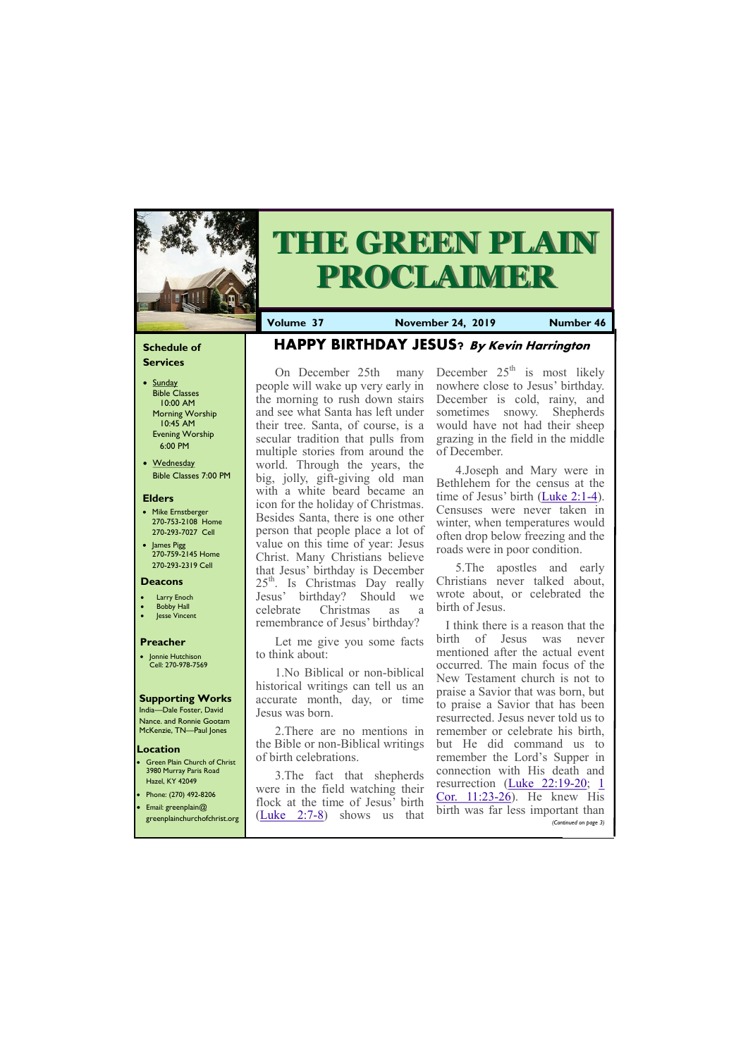# THE GREEN PLAIN PROCLAIMER

**Volume 37** | **November 24, 2019** | **Number 46**

## Schedule of Services

- Sunday
  Bible Classes 10:00 AM
  Morning Worship 10:45 AM
  Evening Worship 6:00 PM
- Wednesday
  Bible Classes 7:00 PM

## Elders

- Mike Ernstberger
  270-753-2108 Home
  270-293-7027 Cell
- James Pigg
  270-759-2145 Home
  270-293-2319 Cell

## Deacons

- Larry Enoch
- Bobby Hall
- Jesse Vincent

## Preacher

- Jonnie Hutchison
  Cell: 270-978-7569

## Supporting Works

India—Dale Foster, David Nance. and Ronnie Gootam
McKenzie, TN—Paul Jones

## Location

- Green Plain Church of Christ
  3980 Murray Paris Road
  Hazel, KY 42049
- Phone: (270) 492-8206
- Email: greenplain@greenplainchurchofchrist.org

## HAPPY BIRTHDAY JESUS? *By Kevin Harrington*

On December 25th many people will wake up very early in the morning to rush down stairs and see what Santa has left under their tree. Santa, of course, is a secular tradition that pulls from multiple stories from around the world. Through the years, the big, jolly, gift-giving old man with a white beard became an icon for the holiday of Christmas. Besides Santa, there is one other person that people place a lot of value on this time of year: Jesus Christ. Many Christians believe that Jesus' birthday is December 25th. Is Christmas Day really Jesus' birthday? Should we celebrate Christmas as a remembrance of Jesus' birthday?

Let me give you some facts to think about:

1.No Biblical or non-biblical historical writings can tell us an accurate month, day, or time Jesus was born.

2.There are no mentions in the Bible or non-Biblical writings of birth celebrations.

3.The fact that shepherds were in the field watching their flock at the time of Jesus' birth (Luke 2:7-8) shows us that December 25th is most likely nowhere close to Jesus' birthday. December is cold, rainy, and sometimes snowy. Shepherds would have not had their sheep grazing in the field in the middle of December.

4.Joseph and Mary were in Bethlehem for the census at the time of Jesus' birth (Luke 2:1-4). Censuses were never taken in winter, when temperatures would often drop below freezing and the roads were in poor condition.

5.The apostles and early Christians never talked about, wrote about, or celebrated the birth of Jesus.

I think there is a reason that the birth of Jesus was never mentioned after the actual event occurred. The main focus of the New Testament church is not to praise a Savior that was born, but to praise a Savior that has been resurrected. Jesus never told us to remember or celebrate his birth, but He did command us to remember the Lord's Supper in connection with His death and resurrection (Luke 22:19-20; 1 Cor. 11:23-26). He knew His birth was far less important than

*(Continued on page 3)*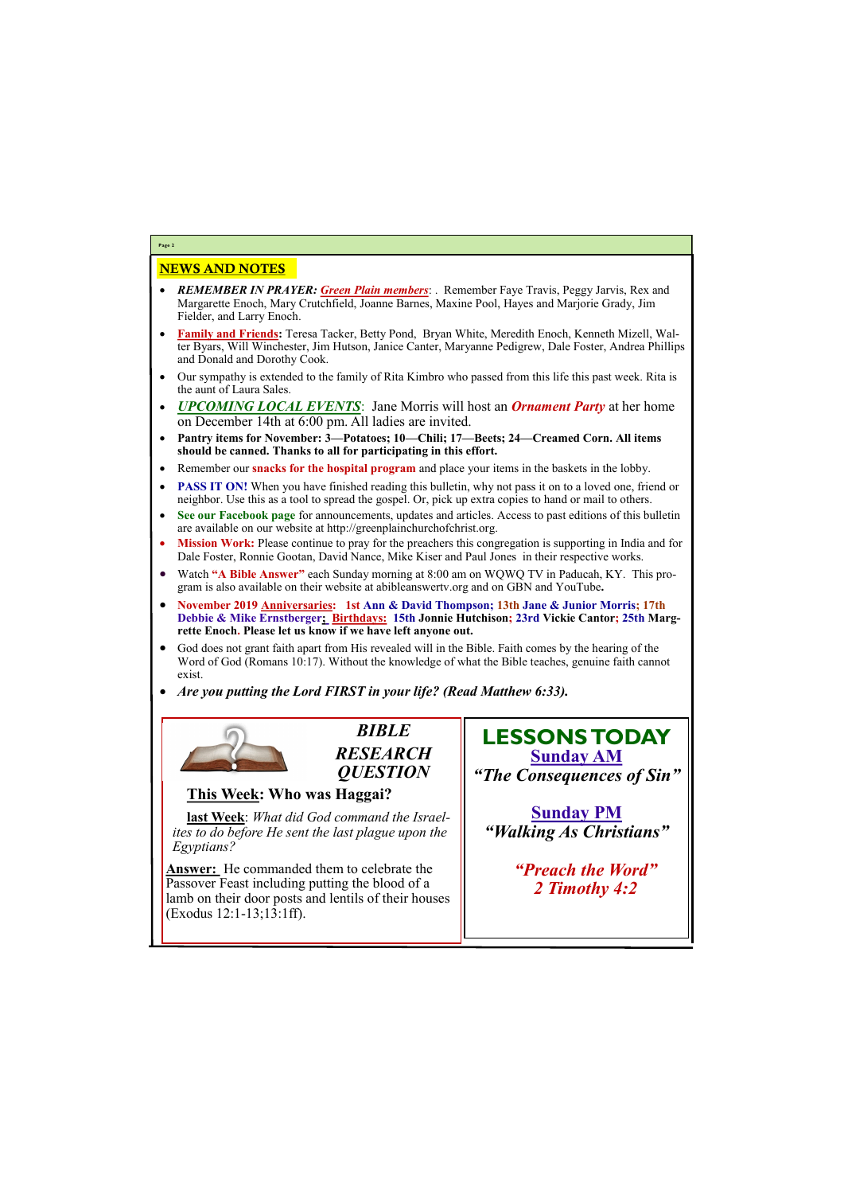## NEWS AND NOTES

- ***REMEMBER IN PRAYER:*** ***Green Plain members***: . Remember Faye Travis, Peggy Jarvis, Rex and Margarette Enoch, Mary Crutchfield, Joanne Barnes, Maxine Pool, Hayes and Marjorie Grady, Jim Fielder, and Larry Enoch.
- **Family and Friends:** Teresa Tacker, Betty Pond, Bryan White, Meredith Enoch, Kenneth Mizell, Walter Byars, Will Winchester, Jim Hutson, Janice Canter, Maryanne Pedigrew, Dale Foster, Andrea Phillips and Donald and Dorothy Cook.
- Our sympathy is extended to the family of Rita Kimbro who passed from this life this past week. Rita is the aunt of Laura Sales.
- *UPCOMING LOCAL EVENTS*: Jane Morris will host an ***Ornament Party*** at her home on December 14th at 6:00 pm. All ladies are invited.
- **Pantry items for November: 3—Potatoes; 10—Chili; 17—Beets; 24—Creamed Corn. All items should be canned. Thanks to all for participating in this effort.**
- Remember our **snacks for the hospital program** and place your items in the baskets in the lobby.
- **PASS IT ON!** When you have finished reading this bulletin, why not pass it on to a loved one, friend or neighbor. Use this as a tool to spread the gospel. Or, pick up extra copies to hand or mail to others.
- **See our Facebook page** for announcements, updates and articles. Access to past editions of this bulletin are available on our website at http://greenplainchurchofchrist.org.
- **Mission Work:** Please continue to pray for the preachers this congregation is supporting in India and for Dale Foster, Ronnie Gootan, David Nance, Mike Kiser and Paul Jones in their respective works.
- Watch **"A Bible Answer"** each Sunday morning at 8:00 am on WQWQ TV in Paducah, KY. This program is also available on their website at abibleanswertv.org and on GBN and YouTube**.**
- **November 2019 Anniversaries: 1st Ann & David Thompson; 13th Jane & Junior Morris; 17th Debbie & Mike Ernstberger; Birthdays: 15th Jonnie Hutchison; 23rd Vickie Cantor; 25th Margrette Enoch. Please let us know if we have left anyone out.**
- God does not grant faith apart from His revealed will in the Bible. Faith comes by the hearing of the Word of God (Romans 10:17). Without the knowledge of what the Bible teaches, genuine faith cannot exist.
- ***Are you putting the Lord FIRST in your life? (Read Matthew 6:33).***

### *BIBLE RESEARCH QUESTION*

**This Week: Who was Haggai?**

**last Week**: *What did God command the Israelites to do before He sent the last plague upon the Egyptians?*

**Answer:** He commanded them to celebrate the Passover Feast including putting the blood of a lamb on their door posts and lentils of their houses (Exodus 12:1-13;13:1ff).

### LESSONS TODAY

**Sunday AM**

***"The Consequences of Sin"***

**Sunday PM**

***"Walking As Christians"***

***"Preach the Word"***
***2 Timothy 4:2***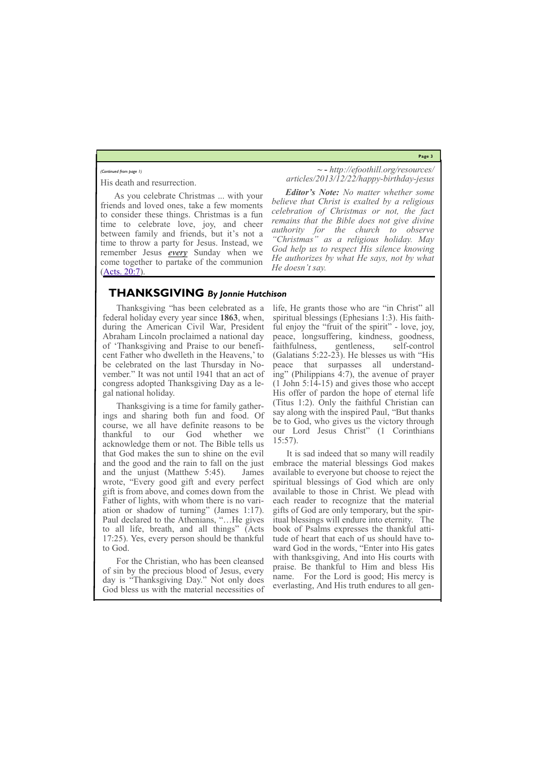*(Continued from page 1)*

His death and resurrection.

As you celebrate Christmas ... with your friends and loved ones, take a few moments to consider these things. Christmas is a fun time to celebrate love, joy, and cheer between family and friends, but it's not a time to throw a party for Jesus. Instead, we remember Jesus ***every*** Sunday when we come together to partake of the communion (Acts. 20:7).

*~ - http://efoothill.org/resources/articles/2013/12/22/happy-birthday-jesus*

***Editor's Note:*** *No matter whether some believe that Christ is exalted by a religious celebration of Christmas or not, the fact remains that the Bible does not give divine authority for the church to observe "Christmas" as a religious holiday. May God help us to respect His silence knowing He authorizes by what He says, not by what He doesn't say.*

## THANKSGIVING *By Jonnie Hutchison*

Thanksgiving "has been celebrated as a federal holiday every year since **1863**, when, during the American Civil War, President Abraham Lincoln proclaimed a national day of 'Thanksgiving and Praise to our beneficent Father who dwelleth in the Heavens,' to be celebrated on the last Thursday in November." It was not until 1941 that an act of congress adopted Thanksgiving Day as a legal national holiday.

Thanksgiving is a time for family gatherings and sharing both fun and food. Of course, we all have definite reasons to be thankful to our God whether we acknowledge them or not. The Bible tells us that God makes the sun to shine on the evil and the good and the rain to fall on the just and the unjust (Matthew 5:45). James wrote, "Every good gift and every perfect gift is from above, and comes down from the Father of lights, with whom there is no variation or shadow of turning" (James 1:17). Paul declared to the Athenians, "…He gives to all life, breath, and all things" (Acts 17:25). Yes, every person should be thankful to God.

For the Christian, who has been cleansed of sin by the precious blood of Jesus, every day is "Thanksgiving Day." Not only does God bless us with the material necessities of life, He grants those who are "in Christ" all spiritual blessings (Ephesians 1:3). His faithful enjoy the "fruit of the spirit" - love, joy, peace, longsuffering, kindness, goodness, faithfulness, gentleness, self-control (Galatians 5:22-23). He blesses us with "His peace that surpasses all understanding" (Philippians 4:7), the avenue of prayer (1 John 5:14-15) and gives those who accept His offer of pardon the hope of eternal life (Titus 1:2). Only the faithful Christian can say along with the inspired Paul, "But thanks be to God, who gives us the victory through our Lord Jesus Christ" (1 Corinthians 15:57).

It is sad indeed that so many will readily embrace the material blessings God makes available to everyone but choose to reject the spiritual blessings of God which are only available to those in Christ. We plead with each reader to recognize that the material gifts of God are only temporary, but the spiritual blessings will endure into eternity. The book of Psalms expresses the thankful attitude of heart that each of us should have toward God in the words, "Enter into His gates with thanksgiving, And into His courts with praise. Be thankful to Him and bless His name. For the Lord is good; His mercy is everlasting, And His truth endures to all gen-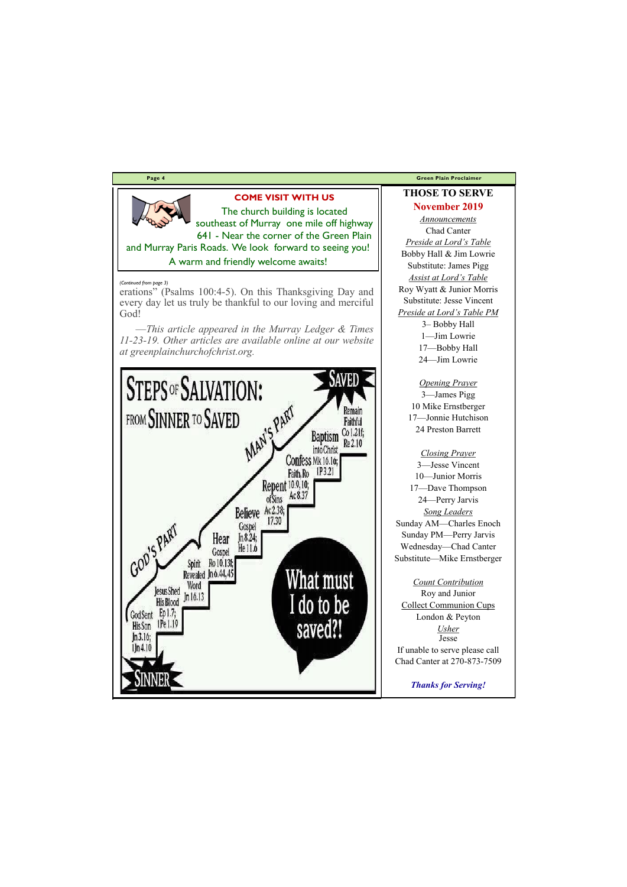## COME VISIT WITH US

The church building is located southeast of Murray one mile off highway 641 - Near the corner of the Green Plain and Murray Paris Roads. We look forward to seeing you! A warm and friendly welcome awaits!

*(Continued from page 3)*

erations" (Psalms 100:4-5). On this Thanksgiving Day and every day let us truly be thankful to our loving and merciful God!

*—This article appeared in the Murray Ledger & Times 11-23-19. Other articles are available online at our website at greenplainchurchofchrist.org.*

STEPS OF SALVATION: FROM SINNER TO SAVED

SINNER

GOD'S PART

God Sent His Son Jn 3.16; 1Jn 4.10

Jesus Shed His Blood Ep 1.7; 1Pe 1.19

Spirit Revealed Word Jn 16.13

MAN'S PART

Hear Gospel Ro 10.13f; Jn 6.44,45

Believe Gospel Jn 8.24; He 11.6

Repent of Sins Ac 2.38; 17.30

Confess Faith Ro 10.9,10; Ac 8.37

Baptism into Christ Mk 16.16; 1P 3.21

Remain Faithful Co 1.21f; Re 2.10

SAVED

What must I do to be saved?!

## THOSE TO SERVE

### November 2019

*Announcements*
Chad Canter

*Preside at Lord's Table*
Bobby Hall & Jim Lowrie
Substitute: James Pigg

*Assist at Lord's Table*
Roy Wyatt & Junior Morris
Substitute: Jesse Vincent

*Preside at Lord's Table PM*
3– Bobby Hall
1—Jim Lowrie
17—Bobby Hall
24—Jim Lowrie

*Opening Prayer*
3—James Pigg
10 Mike Ernstberger
17—Jonnie Hutchison
24 Preston Barrett

*Closing Prayer*
3—Jesse Vincent
10—Junior Morris
17—Dave Thompson
24—Perry Jarvis

*Song Leaders*
Sunday AM—Charles Enoch
Sunday PM—Perry Jarvis
Wednesday—Chad Canter
Substitute—Mike Ernstberger

*Count Contribution*
Roy and Junior

*Collect Communion Cups*
London & Peyton

*Usher*
Jesse

If unable to serve please call Chad Canter at 270-873-7509

***Thanks for Serving!***